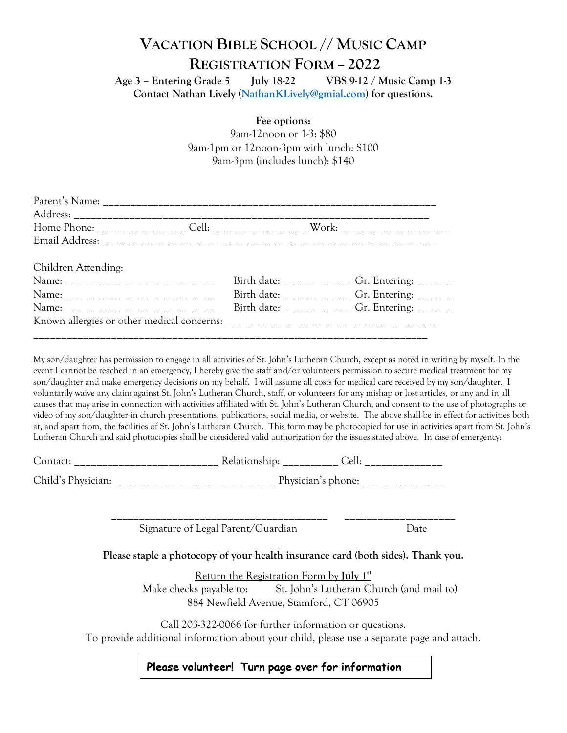# VACATION BIBLE SCHOOL // MUSIC CAMP
# REGISTRATION FORM – 2022

**Age 3 – Entering Grade 5 July 18-22 VBS 9-12 / Music Camp 1-3**

**Contact Nathan Lively ([NathanKLively@gmial.com](mailto:NathanKLively@gmial.com)) for questions.**

**Fee options:**

9am-12noon or 1-3: $80

9am-1pm or 12noon-3pm with lunch: $100

9am-3pm (includes lunch): $140

Parent's Name: ______________________________________________________________

Address: ________________________________________________________________

Home Phone: ________________ Cell: _________________ Work: ___________________

Email Address: ____________________________________________________________

Children Attending:

Name: ___________________________ Birth date: ____________ Gr. Entering:_______

Name: ___________________________ Birth date: ____________ Gr. Entering:_______

Name: ___________________________ Birth date: ____________ Gr. Entering:_______

Known allergies or other medical concerns: _______________________________________

________________________________________________________________________

My son/daughter has permission to engage in all activities of St. John's Lutheran Church, except as noted in writing by myself. In the event I cannot be reached in an emergency, I hereby give the staff and/or volunteers permission to secure medical treatment for my son/daughter and make emergency decisions on my behalf. I will assume all costs for medical care received by my son/daughter. I voluntarily waive any claim against St. John's Lutheran Church, staff, or volunteers for any mishap or lost articles, or any and in all causes that may arise in connection with activities affiliated with St. John's Lutheran Church, and consent to the use of photographs or video of my son/daughter in church presentations, publications, social media, or website. The above shall be in effect for activities both at, and apart from, the facilities of St. John's Lutheran Church. This form may be photocopied for use in activities apart from St. John's Lutheran Church and said photocopies shall be considered valid authorization for the issues stated above. In case of emergency:

Contact: __________________________ Relationship: __________ Cell: ______________

Child's Physician: _____________________________ Physician's phone: _______________

_________________________________________ ____________________

Signature of Legal Parent/Guardian Date

**Please staple a photocopy of your health insurance card (both sides). Thank you.**

<u>Return the Registration Form by **July 1st**</u>

Make checks payable to: St. John's Lutheran Church (and mail to)

884 Newfield Avenue, Stamford, CT 06905

Call 203-322-0066 for further information or questions.

To provide additional information about your child, please use a separate page and attach.

**Please volunteer! Turn page over for information**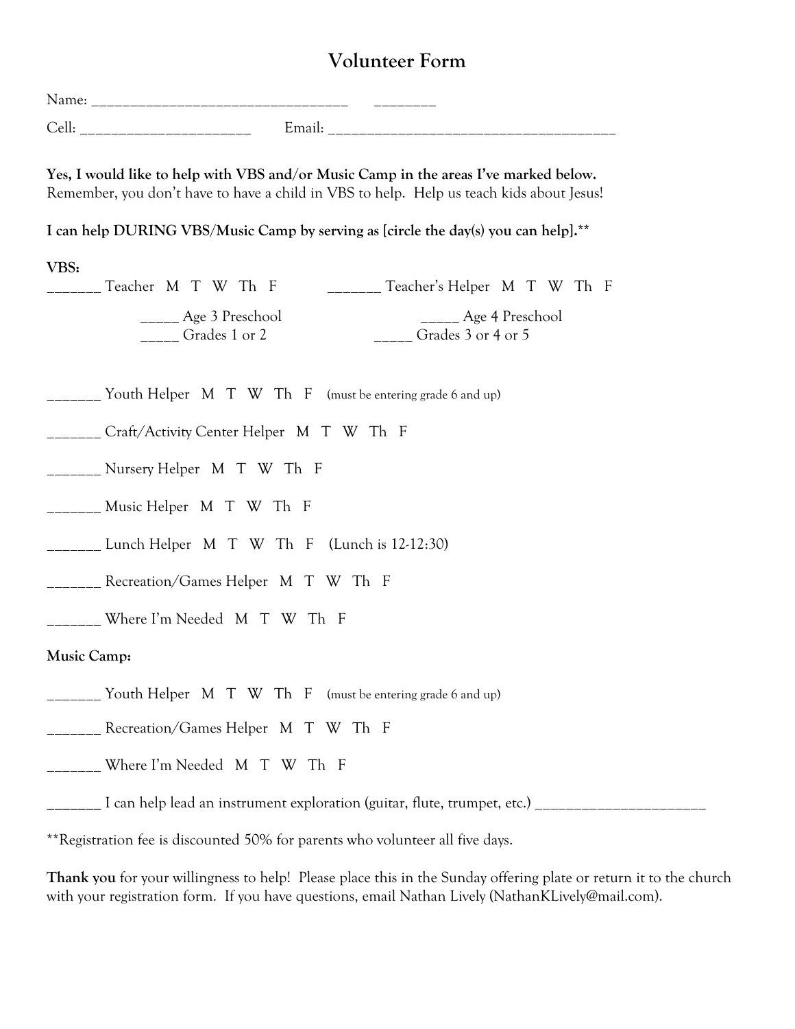# Volunteer Form

Name: _________________________________ ________

Cell: ______________________ Email: _____________________________________

**Yes, I would like to help with VBS and/or Music Camp in the areas I've marked below.**
Remember, you don't have to have a child in VBS to help. Help us teach kids about Jesus!

**I can help DURING VBS/Music Camp by serving as [circle the day(s) you can help].****

**VBS:**

_______ Teacher M T W Th F

_______ Teacher's Helper M T W Th F

_____ Age 3 Preschool

_____ Age 4 Preschool

_____ Grades 1 or 2

_____ Grades 3 or 4 or 5

_______ Youth Helper M T W Th F (must be entering grade 6 and up)

_______ Craft/Activity Center Helper M T W Th F

_______ Nursery Helper M T W Th F

_______ Music Helper M T W Th F

_______ Lunch Helper M T W Th F (Lunch is 12-12:30)

_______ Recreation/Games Helper M T W Th F

_______ Where I'm Needed M T W Th F

**Music Camp:**

_______ Youth Helper M T W Th F (must be entering grade 6 and up)

_______ Recreation/Games Helper M T W Th F

_______ Where I'm Needed M T W Th F

_______ I can help lead an instrument exploration (guitar, flute, trumpet, etc.) ______________________

**Registration fee is discounted 50% for parents who volunteer all five days.

**Thank you** for your willingness to help! Please place this in the Sunday offering plate or return it to the church with your registration form. If you have questions, email Nathan Lively (NathanKLively@mail.com).